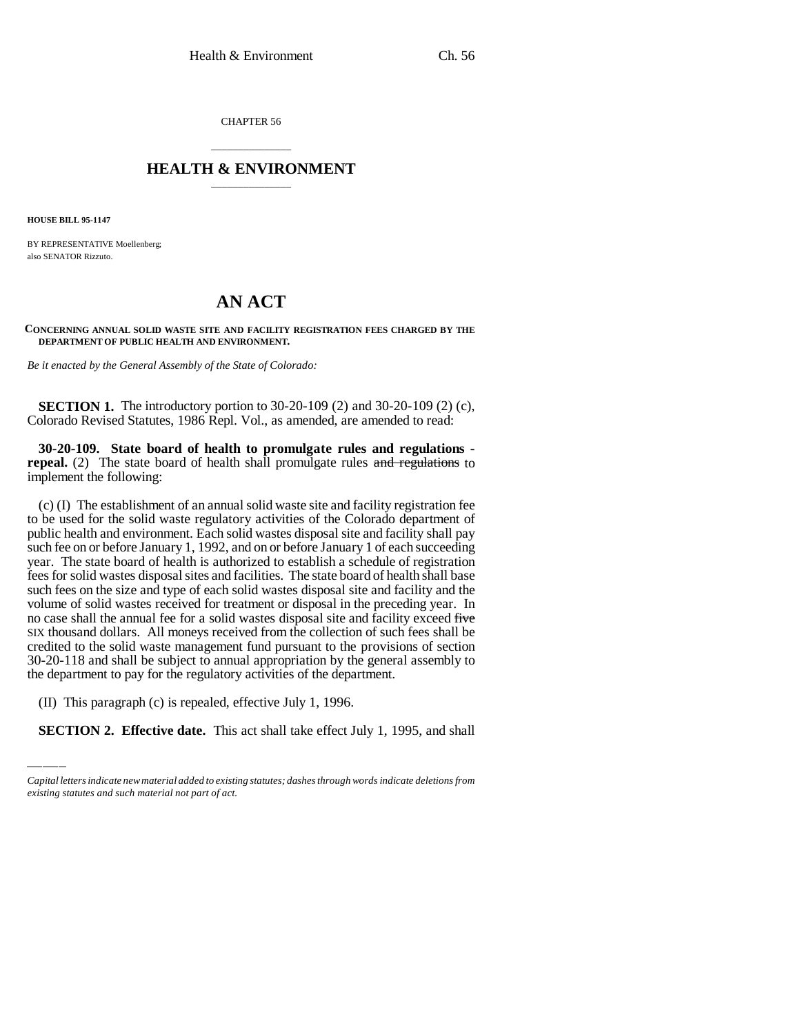CHAPTER 56

# HEALTH & ENVIRONMENT

**HOUSE BILL 95-1147**

BY REPRESENTATIVE Moellenberg;
also SENATOR Rizzuto.

# AN ACT

**CONCERNING ANNUAL SOLID WASTE SITE AND FACILITY REGISTRATION FEES CHARGED BY THE DEPARTMENT OF PUBLIC HEALTH AND ENVIRONMENT.**

*Be it enacted by the General Assembly of the State of Colorado:*

**SECTION 1.** The introductory portion to 30-20-109 (2) and 30-20-109 (2) (c), Colorado Revised Statutes, 1986 Repl. Vol., as amended, are amended to read:

**30-20-109. State board of health to promulgate rules and regulations - repeal.** (2) The state board of health shall promulgate rules ~~and regulations~~ to implement the following:

(c) (I) The establishment of an annual solid waste site and facility registration fee to be used for the solid waste regulatory activities of the Colorado department of public health and environment. Each solid wastes disposal site and facility shall pay such fee on or before January 1, 1992, and on or before January 1 of each succeeding year. The state board of health is authorized to establish a schedule of registration fees for solid wastes disposal sites and facilities. The state board of health shall base such fees on the size and type of each solid wastes disposal site and facility and the volume of solid wastes received for treatment or disposal in the preceding year. In no case shall the annual fee for a solid wastes disposal site and facility exceed ~~five~~ SIX thousand dollars. All moneys received from the collection of such fees shall be credited to the solid waste management fund pursuant to the provisions of section 30-20-118 and shall be subject to annual appropriation by the general assembly to the department to pay for the regulatory activities of the department.

(II) This paragraph (c) is repealed, effective July 1, 1996.

**SECTION 2. Effective date.** This act shall take effect July 1, 1995, and shall

*Capital letters indicate new material added to existing statutes; dashes through words indicate deletions from existing statutes and such material not part of act.*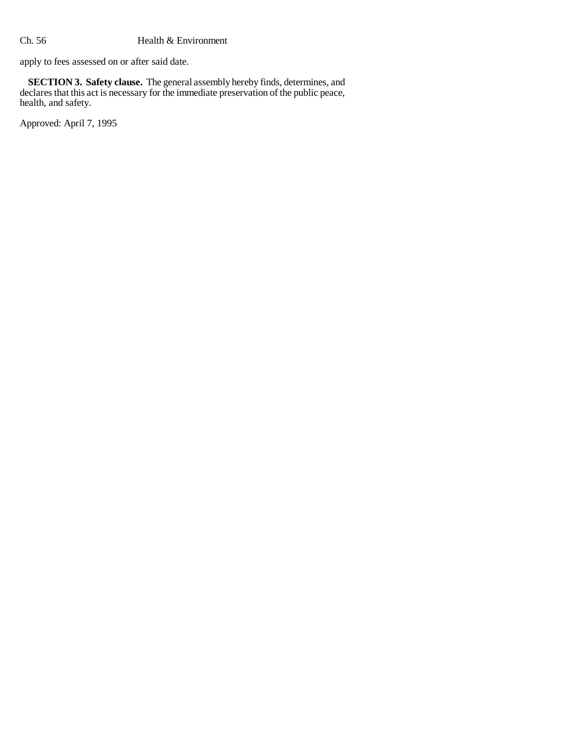apply to fees assessed on or after said date.

**SECTION 3. Safety clause.** The general assembly hereby finds, determines, and declares that this act is necessary for the immediate preservation of the public peace, health, and safety.

Approved: April 7, 1995